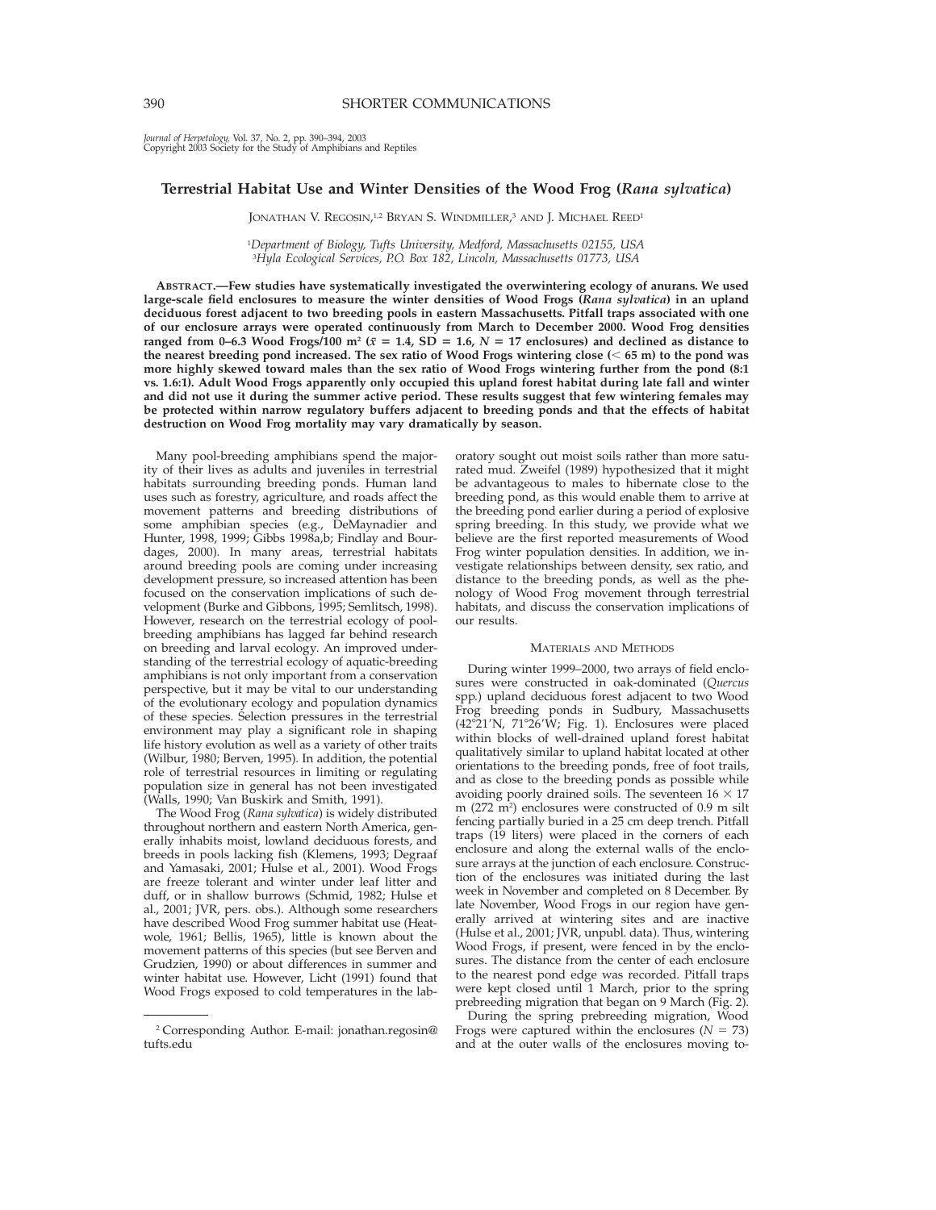# Terrestrial Habitat Use and Winter Densities of the Wood Frog (*Rana sylvatica*)

Jonathan V. Regosin,[1,2] Bryan S. Windmiller,[3] and J. Michael Reed[1]

[1]*Department of Biology, Tufts University, Medford, Massachusetts 02155, USA*
[3]*Hyla Ecological Services, P.O. Box 182, Lincoln, Massachusetts 01773, USA*

**Abstract.—Few studies have systematically investigated the overwintering ecology of anurans. We used large-scale field enclosures to measure the winter densities of Wood Frogs (*Rana sylvatica*) in an upland deciduous forest adjacent to two breeding pools in eastern Massachusetts. Pitfall traps associated with one of our enclosure arrays were operated continuously from March to December 2000. Wood Frog densities ranged from 0–6.3 Wood Frogs/100 m$^2$ ($\bar{x}$ = 1.4, SD = 1.6, *N* = 17 enclosures) and declined as distance to the nearest breeding pond increased. The sex ratio of Wood Frogs wintering close (< 65 m) to the pond was more highly skewed toward males than the sex ratio of Wood Frogs wintering further from the pond (8:1 vs. 1.6:1). Adult Wood Frogs apparently only occupied this upland forest habitat during late fall and winter and did not use it during the summer active period. These results suggest that few wintering females may be protected within narrow regulatory buffers adjacent to breeding ponds and that the effects of habitat destruction on Wood Frog mortality may vary dramatically by season.**

Many pool-breeding amphibians spend the majority of their lives as adults and juveniles in terrestrial habitats surrounding breeding ponds. Human land uses such as forestry, agriculture, and roads affect the movement patterns and breeding distributions of some amphibian species (e.g., DeMaynadier and Hunter, 1998, 1999; Gibbs 1998a,b; Findlay and Bourdages, 2000). In many areas, terrestrial habitats around breeding pools are coming under increasing development pressure, so increased attention has been focused on the conservation implications of such development (Burke and Gibbons, 1995; Semlitsch, 1998). However, research on the terrestrial ecology of pool-breeding amphibians has lagged far behind research on breeding and larval ecology. An improved understanding of the terrestrial ecology of aquatic-breeding amphibians is not only important from a conservation perspective, but it may be vital to our understanding of the evolutionary ecology and population dynamics of these species. Selection pressures in the terrestrial environment may play a significant role in shaping life history evolution as well as a variety of other traits (Wilbur, 1980; Berven, 1995). In addition, the potential role of terrestrial resources in limiting or regulating population size in general has not been investigated (Walls, 1990; Van Buskirk and Smith, 1991).

The Wood Frog (*Rana sylvatica*) is widely distributed throughout northern and eastern North America, generally inhabits moist, lowland deciduous forests, and breeds in pools lacking fish (Klemens, 1993; Degraaf and Yamasaki, 2001; Hulse et al., 2001). Wood Frogs are freeze tolerant and winter under leaf litter and duff, or in shallow burrows (Schmid, 1982; Hulse et al., 2001; JVR, pers. obs.). Although some researchers have described Wood Frog summer habitat use (Heatwole, 1961; Bellis, 1965), little is known about the movement patterns of this species (but see Berven and Grudzien, 1990) or about differences in summer and winter habitat use. However, Licht (1991) found that Wood Frogs exposed to cold temperatures in the laboratory sought out moist soils rather than more saturated mud. Zweifel (1989) hypothesized that it might be advantageous to males to hibernate close to the breeding pond, as this would enable them to arrive at the breeding pond earlier during a period of explosive spring breeding. In this study, we provide what we believe are the first reported measurements of Wood Frog winter population densities. In addition, we investigate relationships between density, sex ratio, and distance to the breeding ponds, as well as the phenology of Wood Frog movement through terrestrial habitats, and discuss the conservation implications of our results.

## Materials and Methods

During winter 1999–2000, two arrays of field enclosures were constructed in oak-dominated (*Quercus* spp.) upland deciduous forest adjacent to two Wood Frog breeding ponds in Sudbury, Massachusetts (42°21′N, 71°26′W; Fig. 1). Enclosures were placed within blocks of well-drained upland forest habitat qualitatively similar to upland habitat located at other orientations to the breeding ponds, free of foot trails, and as close to the breeding ponds as possible while avoiding poorly drained soils. The seventeen 16 × 17 m (272 m$^2$) enclosures were constructed of 0.9 m silt fencing partially buried in a 25 cm deep trench. Pitfall traps (19 liters) were placed in the corners of each enclosure and along the external walls of the enclosure arrays at the junction of each enclosure. Construction of the enclosures was initiated during the last week in November and completed on 8 December. By late November, Wood Frogs in our region have generally arrived at wintering sites and are inactive (Hulse et al., 2001; JVR, unpubl. data). Thus, wintering Wood Frogs, if present, were fenced in by the enclosures. The distance from the center of each enclosure to the nearest pond edge was recorded. Pitfall traps were kept closed until 1 March, prior to the spring prebreeding migration that began on 9 March (Fig. 2).

During the spring prebreeding migration, Wood Frogs were captured within the enclosures (*N* = 73) and at the outer walls of the enclosures moving to-

[2] Corresponding Author. E-mail: jonathan.regosin@tufts.edu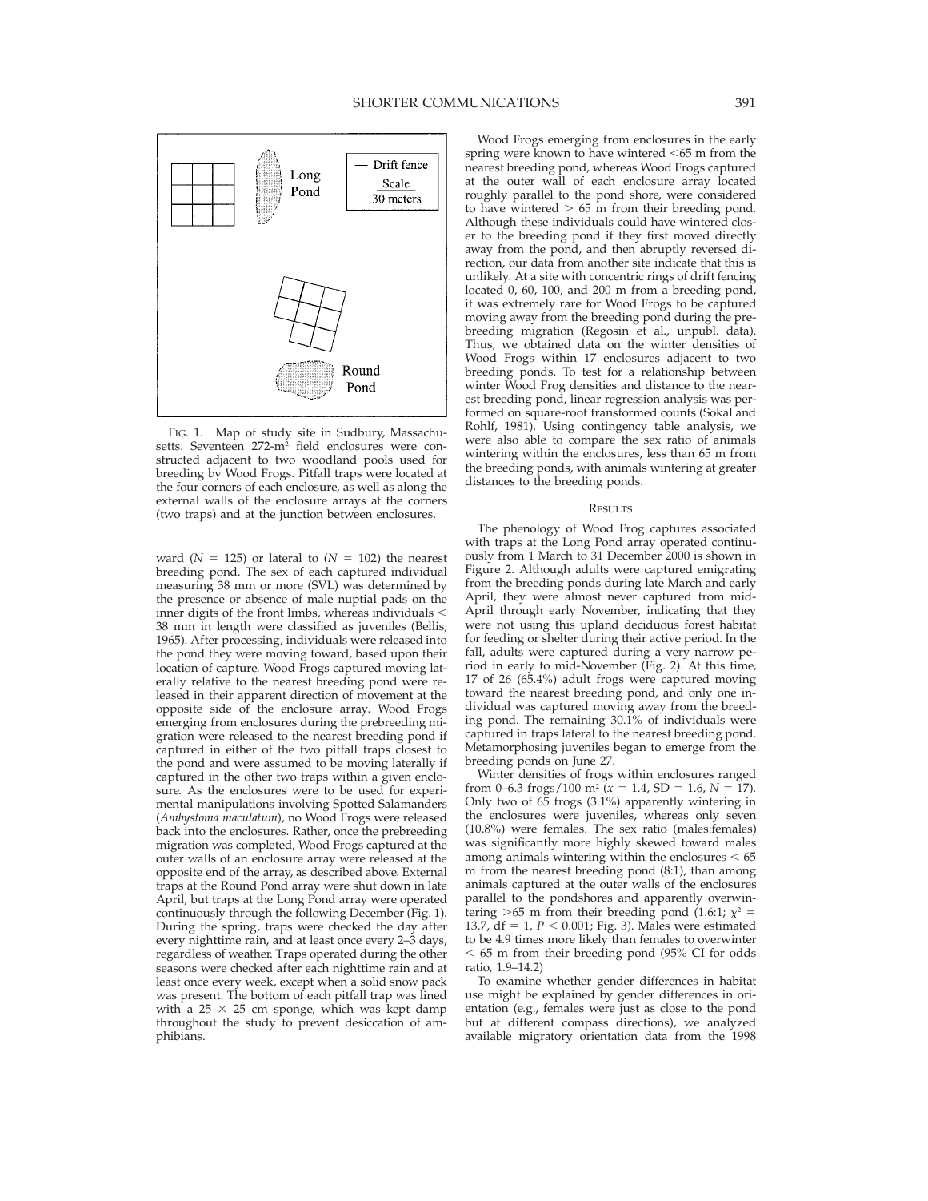FIG. 1. Map of study site in Sudbury, Massachusetts. Seventeen 272-m$^2$ field enclosures were constructed adjacent to two woodland pools used for breeding by Wood Frogs. Pitfall traps were located at the four corners of each enclosure, as well as along the external walls of the enclosure arrays at the corners (two traps) and at the junction between enclosures.

ward ($N$ = 125) or lateral to ($N$ = 102) the nearest breeding pond. The sex of each captured individual measuring 38 mm or more (SVL) was determined by the presence or absence of male nuptial pads on the inner digits of the front limbs, whereas individuals < 38 mm in length were classified as juveniles (Bellis, 1965). After processing, individuals were released into the pond they were moving toward, based upon their location of capture. Wood Frogs captured moving laterally relative to the nearest breeding pond were released in their apparent direction of movement at the opposite side of the enclosure array. Wood Frogs emerging from enclosures during the prebreeding migration were released to the nearest breeding pond if captured in either of the two pitfall traps closest to the pond and were assumed to be moving laterally if captured in the other two traps within a given enclosure. As the enclosures were to be used for experimental manipulations involving Spotted Salamanders (*Ambystoma maculatum*), no Wood Frogs were released back into the enclosures. Rather, once the prebreeding migration was completed, Wood Frogs captured at the outer walls of an enclosure array were released at the opposite end of the array, as described above. External traps at the Round Pond array were shut down in late April, but traps at the Long Pond array were operated continuously through the following December (Fig. 1). During the spring, traps were checked the day after every nighttime rain, and at least once every 2–3 days, regardless of weather. Traps operated during the other seasons were checked after each nighttime rain and at least once every week, except when a solid snow pack was present. The bottom of each pitfall trap was lined with a 25 × 25 cm sponge, which was kept damp throughout the study to prevent desiccation of amphibians.

Wood Frogs emerging from enclosures in the early spring were known to have wintered <65 m from the nearest breeding pond, whereas Wood Frogs captured at the outer wall of each enclosure array located roughly parallel to the pond shore, were considered to have wintered > 65 m from their breeding pond. Although these individuals could have wintered closer to the breeding pond if they first moved directly away from the pond, and then abruptly reversed direction, our data from another site indicate that this is unlikely. At a site with concentric rings of drift fencing located 0, 60, 100, and 200 m from a breeding pond, it was extremely rare for Wood Frogs to be captured moving away from the breeding pond during the prebreeding migration (Regosin et al., unpubl. data). Thus, we obtained data on the winter densities of Wood Frogs within 17 enclosures adjacent to two breeding ponds. To test for a relationship between winter Wood Frog densities and distance to the nearest breeding pond, linear regression analysis was performed on square-root transformed counts (Sokal and Rohlf, 1981). Using contingency table analysis, we were also able to compare the sex ratio of animals wintering within the enclosures, less than 65 m from the breeding ponds, with animals wintering at greater distances to the breeding ponds.

## RESULTS

The phenology of Wood Frog captures associated with traps at the Long Pond array operated continuously from 1 March to 31 December 2000 is shown in Figure 2. Although adults were captured emigrating from the breeding ponds during late March and early April, they were almost never captured from mid-April through early November, indicating that they were not using this upland deciduous forest habitat for feeding or shelter during their active period. In the fall, adults were captured during a very narrow period in early to mid-November (Fig. 2). At this time, 17 of 26 (65.4%) adult frogs were captured moving toward the nearest breeding pond, and only one individual was captured moving away from the breeding pond. The remaining 30.1% of individuals were captured in traps lateral to the nearest breeding pond. Metamorphosing juveniles began to emerge from the breeding ponds on June 27.

Winter densities of frogs within enclosures ranged from 0–6.3 frogs/100 m$^2$ ($\bar{x}$ = 1.4, SD = 1.6, $N$ = 17). Only two of 65 frogs (3.1%) apparently wintering in the enclosures were juveniles, whereas only seven (10.8%) were females. The sex ratio (males:females) was significantly more highly skewed toward males among animals wintering within the enclosures < 65 m from the nearest breeding pond (8:1), than among animals captured at the outer walls of the enclosures parallel to the pondshores and apparently overwintering >65 m from their breeding pond (1.6:1; $\chi^2$ = 13.7, df = 1, $P$ < 0.001; Fig. 3). Males were estimated to be 4.9 times more likely than females to overwinter < 65 m from their breeding pond (95% CI for odds ratio, 1.9–14.2)

To examine whether gender differences in habitat use might be explained by gender differences in orientation (e.g., females were just as close to the pond but at different compass directions), we analyzed available migratory orientation data from the 1998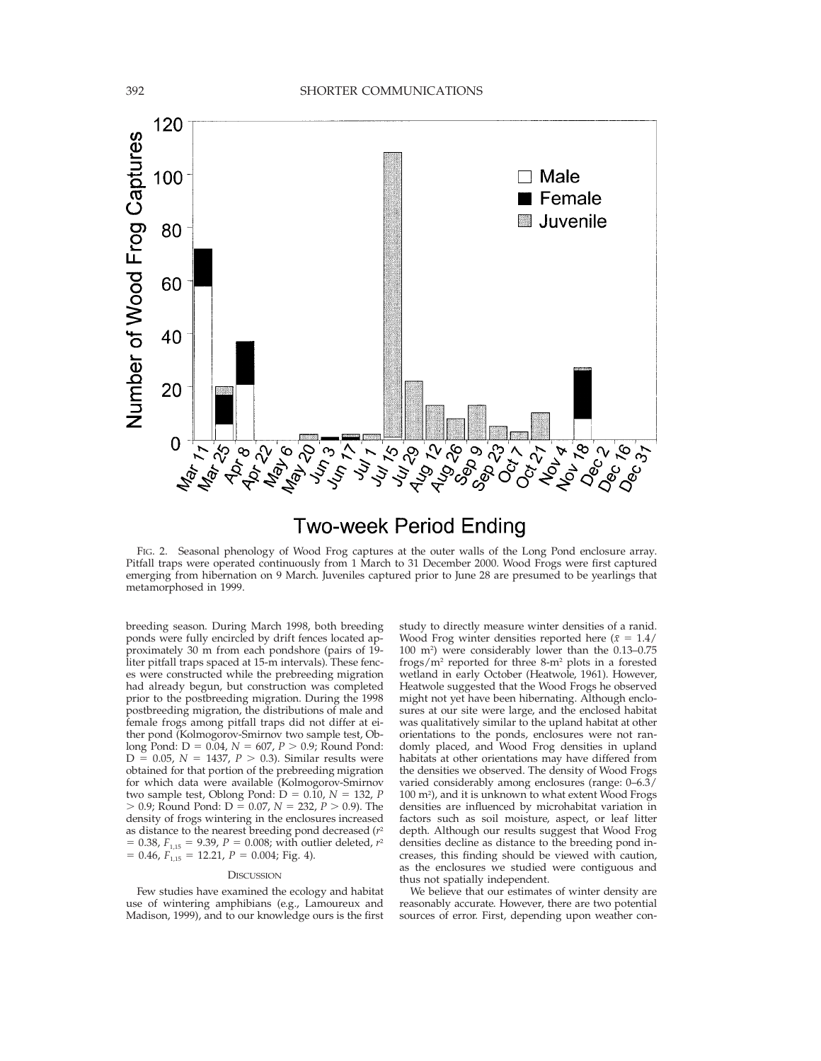FIG. 2. Seasonal phenology of Wood Frog captures at the outer walls of the Long Pond enclosure array. Pitfall traps were operated continuously from 1 March to 31 December 2000. Wood Frogs were first captured emerging from hibernation on 9 March. Juveniles captured prior to June 28 are presumed to be yearlings that metamorphosed in 1999.

breeding season. During March 1998, both breeding ponds were fully encircled by drift fences located approximately 30 m from each pondshore (pairs of 19-liter pitfall traps spaced at 15-m intervals). These fences were constructed while the prebreeding migration had already begun, but construction was completed prior to the postbreeding migration. During the 1998 postbreeding migration, the distributions of male and female frogs among pitfall traps did not differ at either pond (Kolmogorov-Smirnov two sample test, Oblong Pond: D = 0.04, $N = 607$, $P > 0.9$; Round Pond: D = 0.05, $N = 1437$, $P > 0.3$). Similar results were obtained for that portion of the prebreeding migration for which data were available (Kolmogorov-Smirnov two sample test, Oblong Pond: D = 0.10, $N = 132$, $P > 0.9$; Round Pond: D = 0.07, $N = 232$, $P > 0.9$). The density of frogs wintering in the enclosures increased as distance to the nearest breeding pond decreased ($r^2 = 0.38$, $F_{1,15} = 9.39$, $P = 0.008$; with outlier deleted, $r^2 = 0.46$, $F_{1,15} = 12.21$, $P = 0.004$; Fig. 4).

## DISCUSSION

Few studies have examined the ecology and habitat use of wintering amphibians (e.g., Lamoureux and Madison, 1999), and to our knowledge ours is the first study to directly measure winter densities of a ranid. Wood Frog winter densities reported here ($\bar{x} = 1.4/100$ m$^2$) were considerably lower than the 0.13–0.75 frogs/m$^2$ reported for three 8-m$^2$ plots in a forested wetland in early October (Heatwole, 1961). However, Heatwole suggested that the Wood Frogs he observed might not yet have been hibernating. Although enclosures at our site were large, and the enclosed habitat was qualitatively similar to the upland habitat at other orientations to the ponds, enclosures were not randomly placed, and Wood Frog densities in upland habitats at other orientations may have differed from the densities we observed. The density of Wood Frogs varied considerably among enclosures (range: 0–6.3/100 m$^2$), and it is unknown to what extent Wood Frogs densities are influenced by microhabitat variation in factors such as soil moisture, aspect, or leaf litter depth. Although our results suggest that Wood Frog densities decline as distance to the breeding pond increases, this finding should be viewed with caution, as the enclosures we studied were contiguous and thus not spatially independent.

We believe that our estimates of winter density are reasonably accurate. However, there are two potential sources of error. First, depending upon weather con-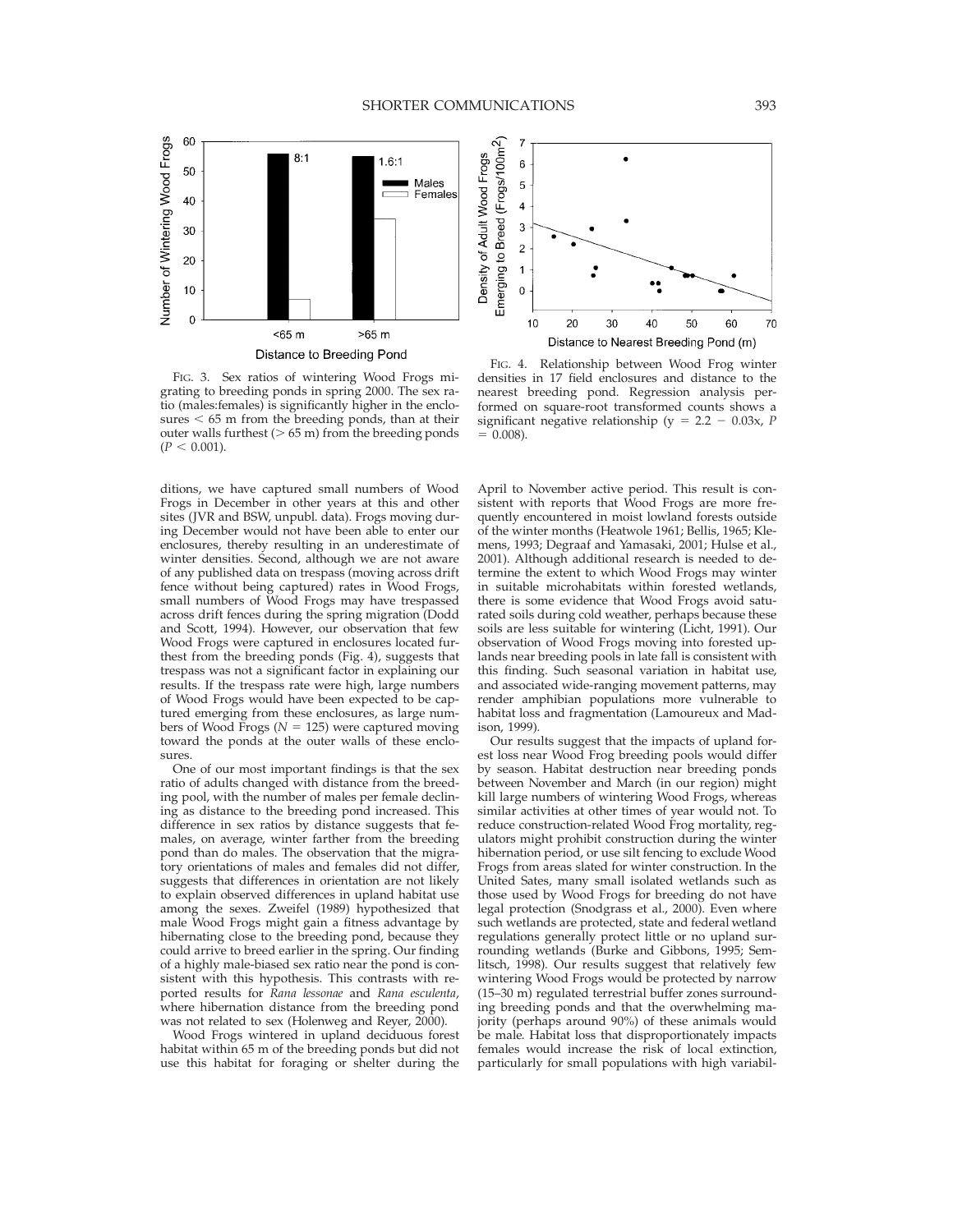FIG. 3. Sex ratios of wintering Wood Frogs migrating to breeding ponds in spring 2000. The sex ratio (males:females) is significantly higher in the enclosures < 65 m from the breeding ponds, than at their outer walls furthest (> 65 m) from the breeding ponds ($P < 0.001$).

FIG. 4. Relationship between Wood Frog winter densities in 17 field enclosures and distance to the nearest breeding pond. Regression analysis performed on square-root transformed counts shows a significant negative relationship ($y = 2.2 - 0.03x$, $P = 0.008$).

ditions, we have captured small numbers of Wood Frogs in December in other years at this and other sites (JVR and BSW, unpubl. data). Frogs moving during December would not have been able to enter our enclosures, thereby resulting in an underestimate of winter densities. Second, although we are not aware of any published data on trespass (moving across drift fence without being captured) rates in Wood Frogs, small numbers of Wood Frogs may have trespassed across drift fences during the spring migration (Dodd and Scott, 1994). However, our observation that few Wood Frogs were captured in enclosures located furthest from the breeding ponds (Fig. 4), suggests that trespass was not a significant factor in explaining our results. If the trespass rate were high, large numbers of Wood Frogs would have been expected to be captured emerging from these enclosures, as large numbers of Wood Frogs ($N = 125$) were captured moving toward the ponds at the outer walls of these enclosures.

One of our most important findings is that the sex ratio of adults changed with distance from the breeding pool, with the number of males per female declining as distance to the breeding pond increased. This difference in sex ratios by distance suggests that females, on average, winter farther from the breeding pond than do males. The observation that the migratory orientations of males and females did not differ, suggests that differences in orientation are not likely to explain observed differences in upland habitat use among the sexes. Zweifel (1989) hypothesized that male Wood Frogs might gain a fitness advantage by hibernating close to the breeding pond, because they could arrive to breed earlier in the spring. Our finding of a highly male-biased sex ratio near the pond is consistent with this hypothesis. This contrasts with reported results for *Rana lessonae* and *Rana esculenta*, where hibernation distance from the breeding pond was not related to sex (Holenweg and Reyer, 2000).

Wood Frogs wintered in upland deciduous forest habitat within 65 m of the breeding ponds but did not use this habitat for foraging or shelter during the April to November active period. This result is consistent with reports that Wood Frogs are more frequently encountered in moist lowland forests outside of the winter months (Heatwole 1961; Bellis, 1965; Klemens, 1993; Degraaf and Yamasaki, 2001; Hulse et al., 2001). Although additional research is needed to determine the extent to which Wood Frogs may winter in suitable microhabitats within forested wetlands, there is some evidence that Wood Frogs avoid saturated soils during cold weather, perhaps because these soils are less suitable for wintering (Licht, 1991). Our observation of Wood Frogs moving into forested uplands near breeding pools in late fall is consistent with this finding. Such seasonal variation in habitat use, and associated wide-ranging movement patterns, may render amphibian populations more vulnerable to habitat loss and fragmentation (Lamoureux and Madison, 1999).

Our results suggest that the impacts of upland forest loss near Wood Frog breeding pools would differ by season. Habitat destruction near breeding ponds between November and March (in our region) might kill large numbers of wintering Wood Frogs, whereas similar activities at other times of year would not. To reduce construction-related Wood Frog mortality, regulators might prohibit construction during the winter hibernation period, or use silt fencing to exclude Wood Frogs from areas slated for winter construction. In the United Sates, many small isolated wetlands such as those used by Wood Frogs for breeding do not have legal protection (Snodgrass et al., 2000). Even where such wetlands are protected, state and federal wetland regulations generally protect little or no upland surrounding wetlands (Burke and Gibbons, 1995; Semlitsch, 1998). Our results suggest that relatively few wintering Wood Frogs would be protected by narrow (15–30 m) regulated terrestrial buffer zones surrounding breeding ponds and that the overwhelming majority (perhaps around 90%) of these animals would be male. Habitat loss that disproportionately impacts females would increase the risk of local extinction, particularly for small populations with high variabil-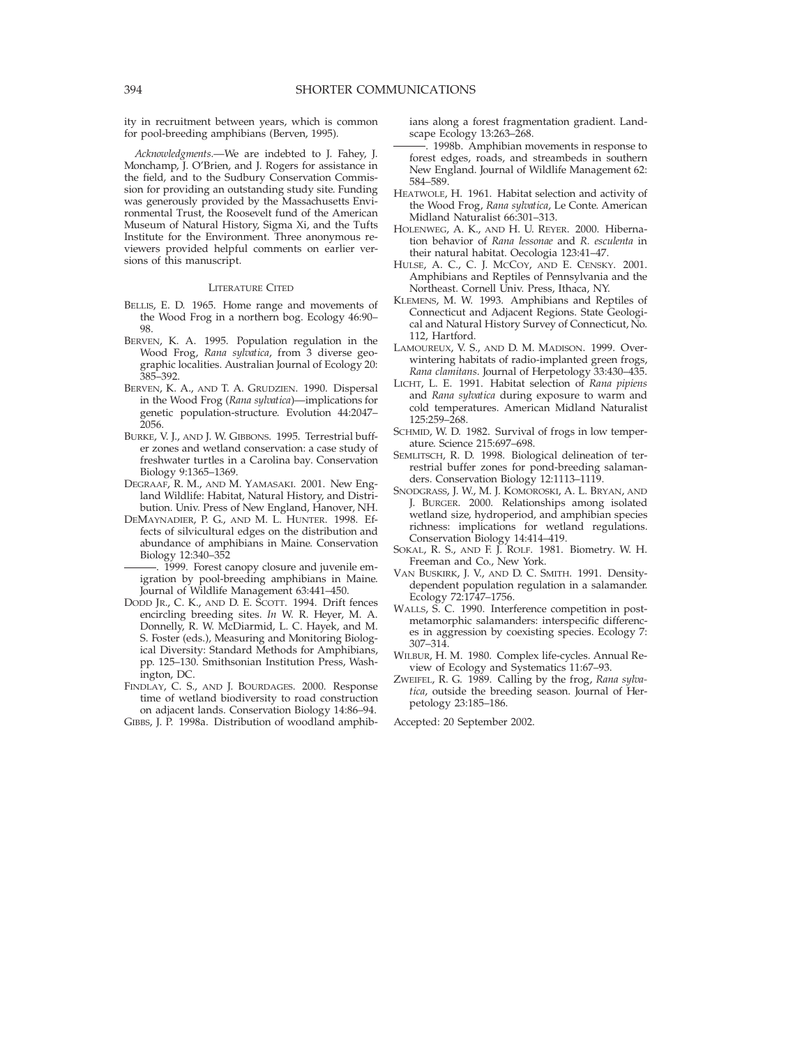ity in recruitment between years, which is common for pool-breeding amphibians (Berven, 1995).

*Acknowledgments.*—We are indebted to J. Fahey, J. Monchamp, J. O'Brien, and J. Rogers for assistance in the field, and to the Sudbury Conservation Commission for providing an outstanding study site. Funding was generously provided by the Massachusetts Environmental Trust, the Roosevelt fund of the American Museum of Natural History, Sigma Xi, and the Tufts Institute for the Environment. Three anonymous reviewers provided helpful comments on earlier versions of this manuscript.

## Literature Cited

Bellis, E. D. 1965. Home range and movements of the Wood Frog in a northern bog. Ecology 46:90–98.

Berven, K. A. 1995. Population regulation in the Wood Frog, *Rana sylvatica*, from 3 diverse geographic localities. Australian Journal of Ecology 20: 385–392.

Berven, K. A., and T. A. Grudzien. 1990. Dispersal in the Wood Frog (*Rana sylvatica*)—implications for genetic population-structure. Evolution 44:2047–2056.

Burke, V. J., and J. W. Gibbons. 1995. Terrestrial buffer zones and wetland conservation: a case study of freshwater turtles in a Carolina bay. Conservation Biology 9:1365–1369.

DeGraaf, R. M., and M. Yamasaki. 2001. New England Wildlife: Habitat, Natural History, and Distribution. Univ. Press of New England, Hanover, NH.

deMaynadier, P. G., and M. L. Hunter. 1998. Effects of silvicultural edges on the distribution and abundance of amphibians in Maine. Conservation Biology 12:340–352

———. 1999. Forest canopy closure and juvenile emigration by pool-breeding amphibians in Maine. Journal of Wildlife Management 63:441–450.

Dodd Jr., C. K., and D. E. Scott. 1994. Drift fences encircling breeding sites. *In* W. R. Heyer, M. A. Donnelly, R. W. McDiarmid, L. C. Hayek, and M. S. Foster (eds.), Measuring and Monitoring Biological Diversity: Standard Methods for Amphibians, pp. 125–130. Smithsonian Institution Press, Washington, DC.

Findlay, C. S., and J. Bourdages. 2000. Response time of wetland biodiversity to road construction on adjacent lands. Conservation Biology 14:86–94.

Gibbs, J. P. 1998a. Distribution of woodland amphibians along a forest fragmentation gradient. Landscape Ecology 13:263–268.

———. 1998b. Amphibian movements in response to forest edges, roads, and streambeds in southern New England. Journal of Wildlife Management 62: 584–589.

Heatwole, H. 1961. Habitat selection and activity of the Wood Frog, *Rana sylvatica*, Le Conte. American Midland Naturalist 66:301–313.

Holenweg, A. K., and H. U. Reyer. 2000. Hibernation behavior of *Rana lessonae* and *R. esculenta* in their natural habitat. Oecologia 123:41–47.

Hulse, A. C., C. J. McCoy, and E. Censky. 2001. Amphibians and Reptiles of Pennsylvania and the Northeast. Cornell Univ. Press, Ithaca, NY.

Klemens, M. W. 1993. Amphibians and Reptiles of Connecticut and Adjacent Regions. State Geological and Natural History Survey of Connecticut, No. 112, Hartford.

Lamoureux, V. S., and D. M. Madison. 1999. Overwintering habitats of radio-implanted green frogs, *Rana clamitans*. Journal of Herpetology 33:430–435.

Licht, L. E. 1991. Habitat selection of *Rana pipiens* and *Rana sylvatica* during exposure to warm and cold temperatures. American Midland Naturalist 125:259–268.

Schmid, W. D. 1982. Survival of frogs in low temperature. Science 215:697–698.

Semlitsch, R. D. 1998. Biological delineation of terrestrial buffer zones for pond-breeding salamanders. Conservation Biology 12:1113–1119.

Snodgrass, J. W., M. J. Komoroski, A. L. Bryan, and J. Burger. 2000. Relationships among isolated wetland size, hydroperiod, and amphibian species richness: implications for wetland regulations. Conservation Biology 14:414–419.

Sokal, R. S., and F. J. Rolf. 1981. Biometry. W. H. Freeman and Co., New York.

Van Buskirk, J. V., and D. C. Smith. 1991. Density-dependent population regulation in a salamander. Ecology 72:1747–1756.

Walls, S. C. 1990. Interference competition in postmetamorphic salamanders: interspecific differences in aggression by coexisting species. Ecology 7: 307–314.

Wilbur, H. M. 1980. Complex life-cycles. Annual Review of Ecology and Systematics 11:67–93.

Zweifel, R. G. 1989. Calling by the frog, *Rana sylvatica*, outside the breeding season. Journal of Herpetology 23:185–186.

Accepted: 20 September 2002.